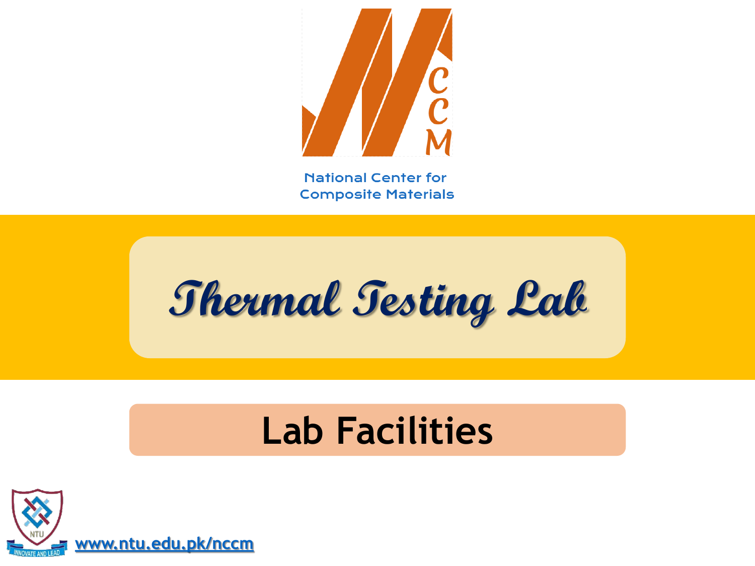National Center for Composite Materials

# Thermal Testing Lab

## Lab Facilities

www.ntu.edu.pk/nccm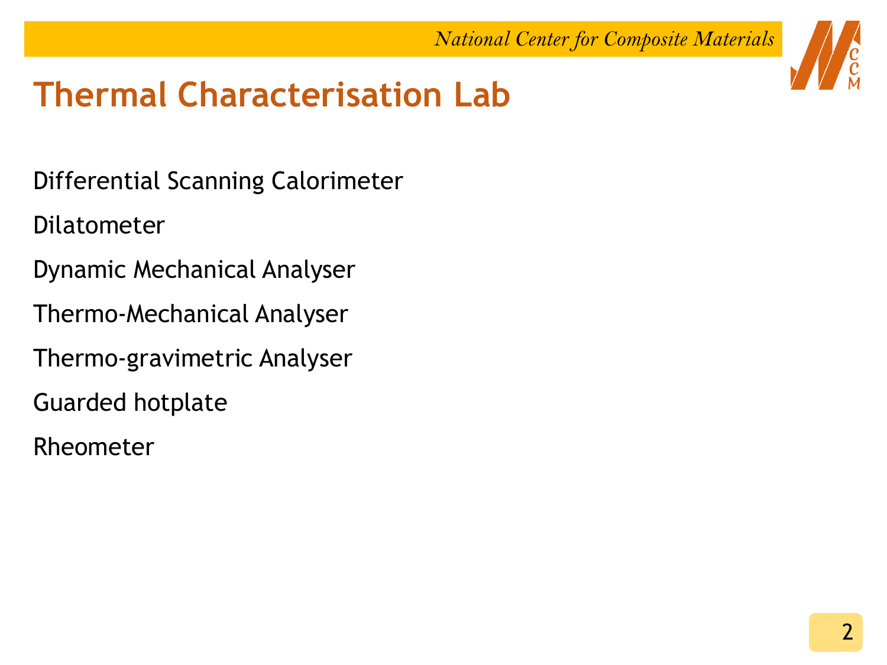# Thermal Characterisation Lab

Differential Scanning Calorimeter

Dilatometer

Dynamic Mechanical Analyser

Thermo-Mechanical Analyser

Thermo-gravimetric Analyser

Guarded hotplate

Rheometer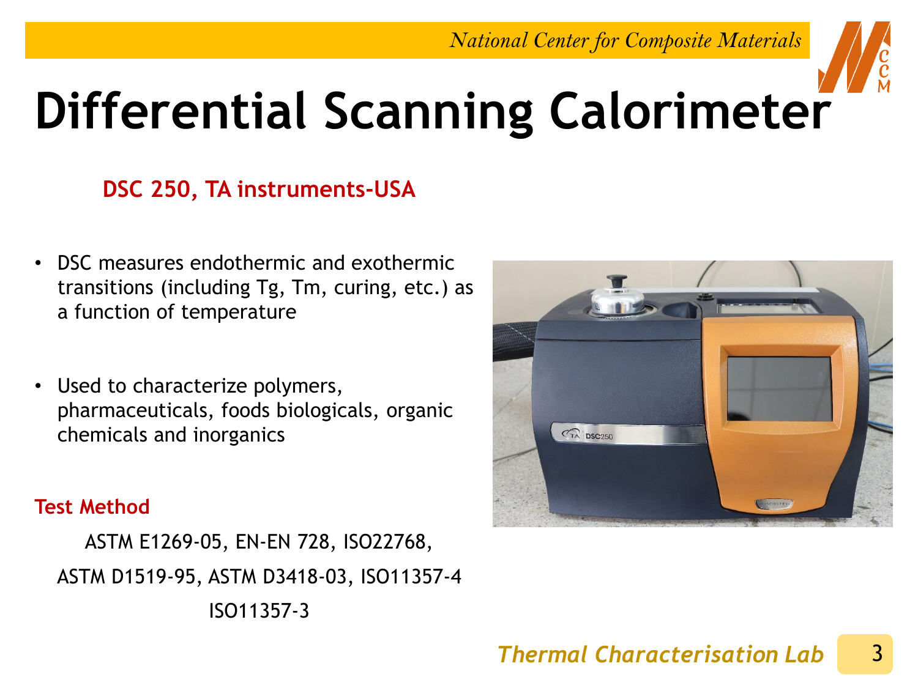# Differential Scanning Calorimeter

**DSC 250, TA instruments-USA**

- DSC measures endothermic and exothermic transitions (including Tg, Tm, curing, etc.) as a function of temperature
- Used to characterize polymers, pharmaceuticals, foods biologicals, organic chemicals and inorganics

**Test Method**

ASTM E1269-05, EN-EN 728, ISO22768,
ASTM D1519-95, ASTM D3418-03, ISO11357-4
ISO11357-3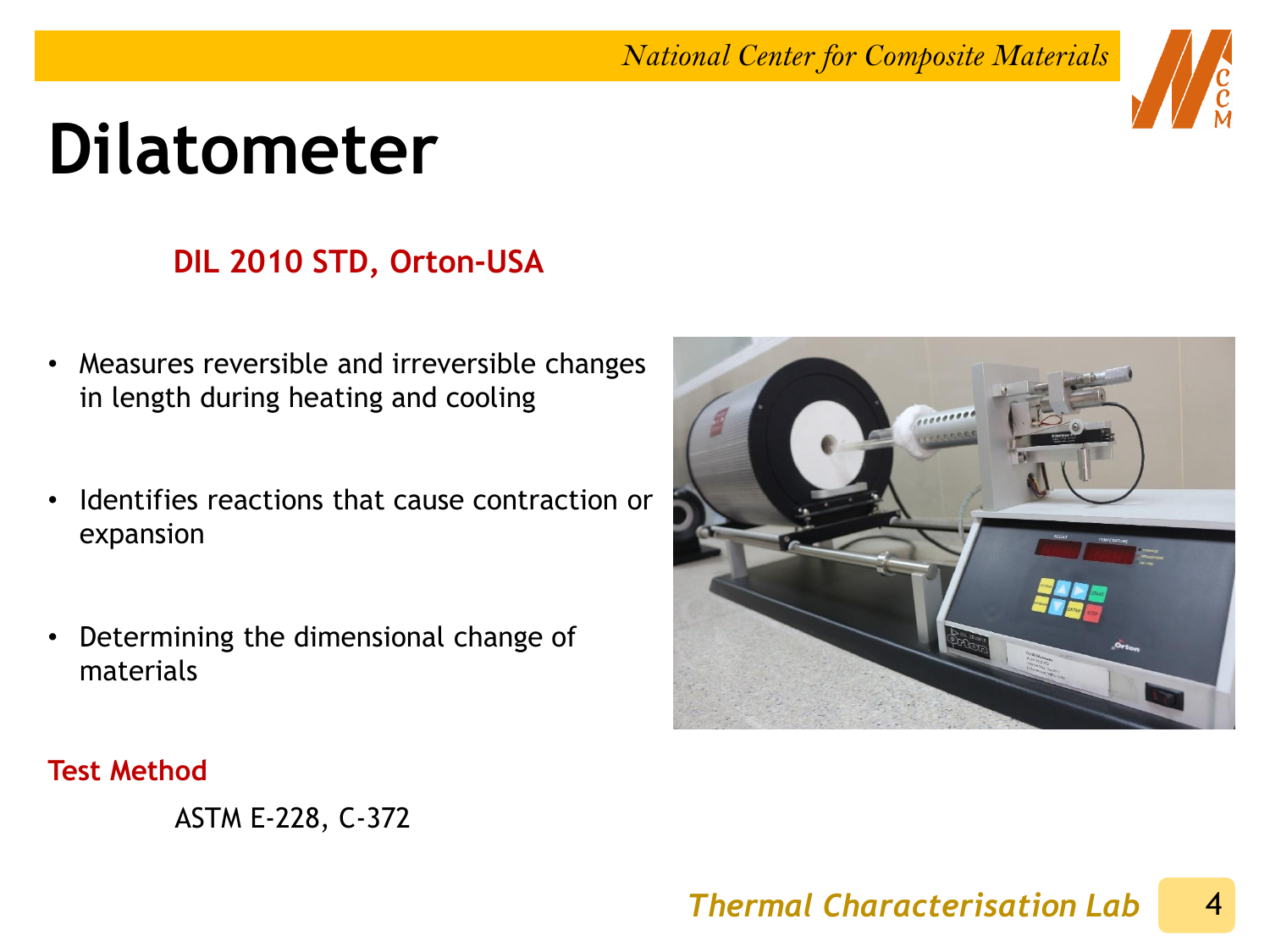# Dilatometer

**DIL 2010 STD, Orton-USA**

- Measures reversible and irreversible changes in length during heating and cooling
- Identifies reactions that cause contraction or expansion
- Determining the dimensional change of materials

**Test Method**

ASTM E-228, C-372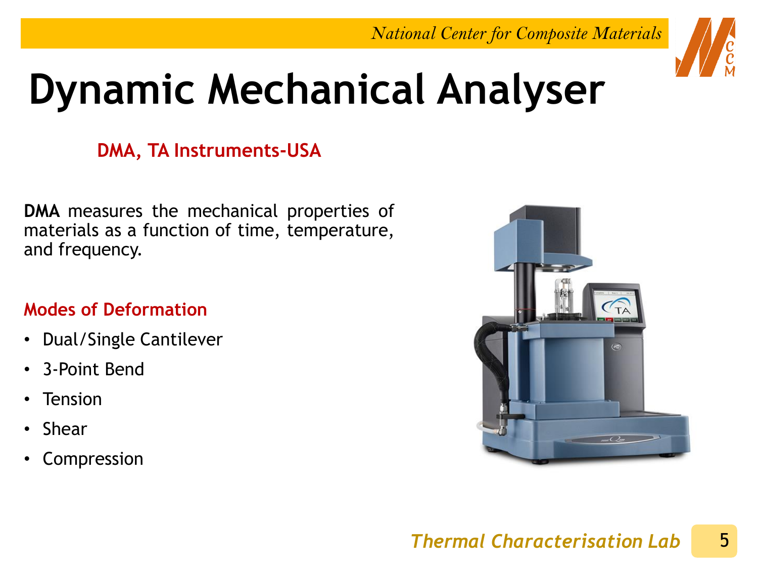# Dynamic Mechanical Analyser

**DMA, TA Instruments-USA**

**DMA** measures the mechanical properties of materials as a function of time, temperature, and frequency.

**Modes of Deformation**

- Dual/Single Cantilever
- 3-Point Bend
- Tension
- Shear
- Compression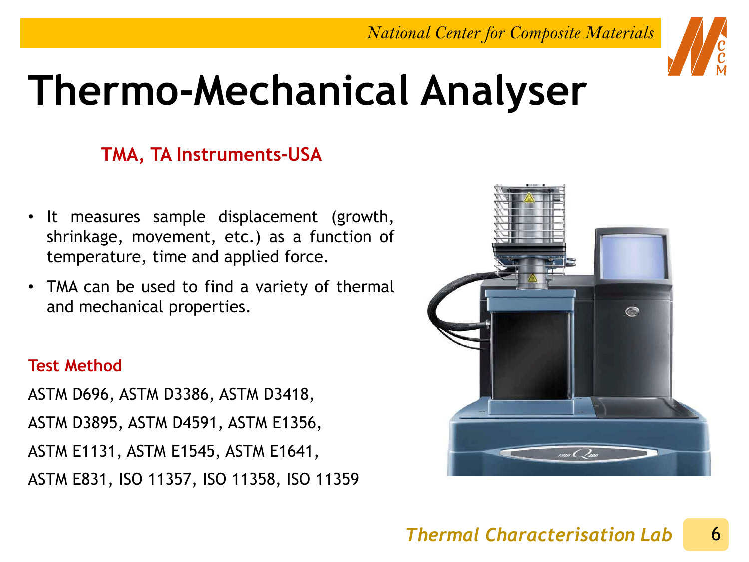# Thermo-Mechanical Analyser

**TMA, TA Instruments-USA**

- It measures sample displacement (growth, shrinkage, movement, etc.) as a function of temperature, time and applied force.
- TMA can be used to find a variety of thermal and mechanical properties.

**Test Method**

ASTM D696, ASTM D3386, ASTM D3418,

ASTM D3895, ASTM D4591, ASTM E1356,

ASTM E1131, ASTM E1545, ASTM E1641,

ASTM E831, ISO 11357, ISO 11358, ISO 11359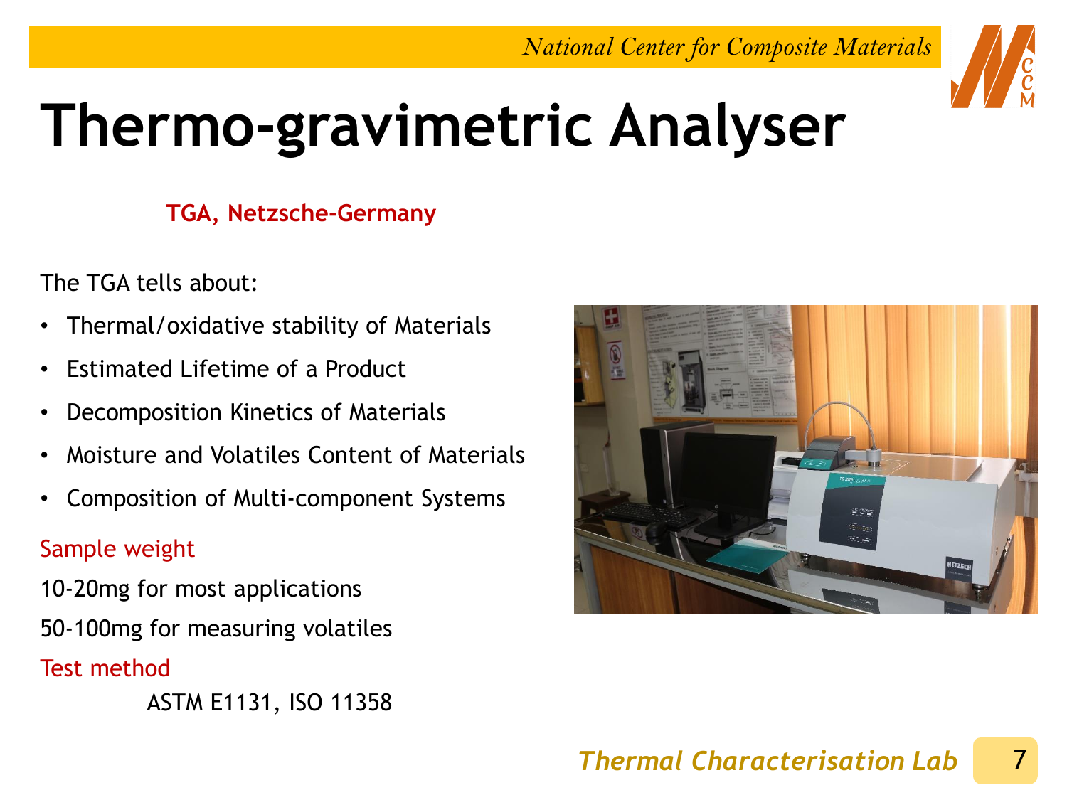# Thermo-gravimetric Analyser

**TGA, Netzsche-Germany**

The TGA tells about:

- Thermal/oxidative stability of Materials
- Estimated Lifetime of a Product
- Decomposition Kinetics of Materials
- Moisture and Volatiles Content of Materials
- Composition of Multi-component Systems

Sample weight

10-20mg for most applications

50-100mg for measuring volatiles

Test method

ASTM E1131, ISO 11358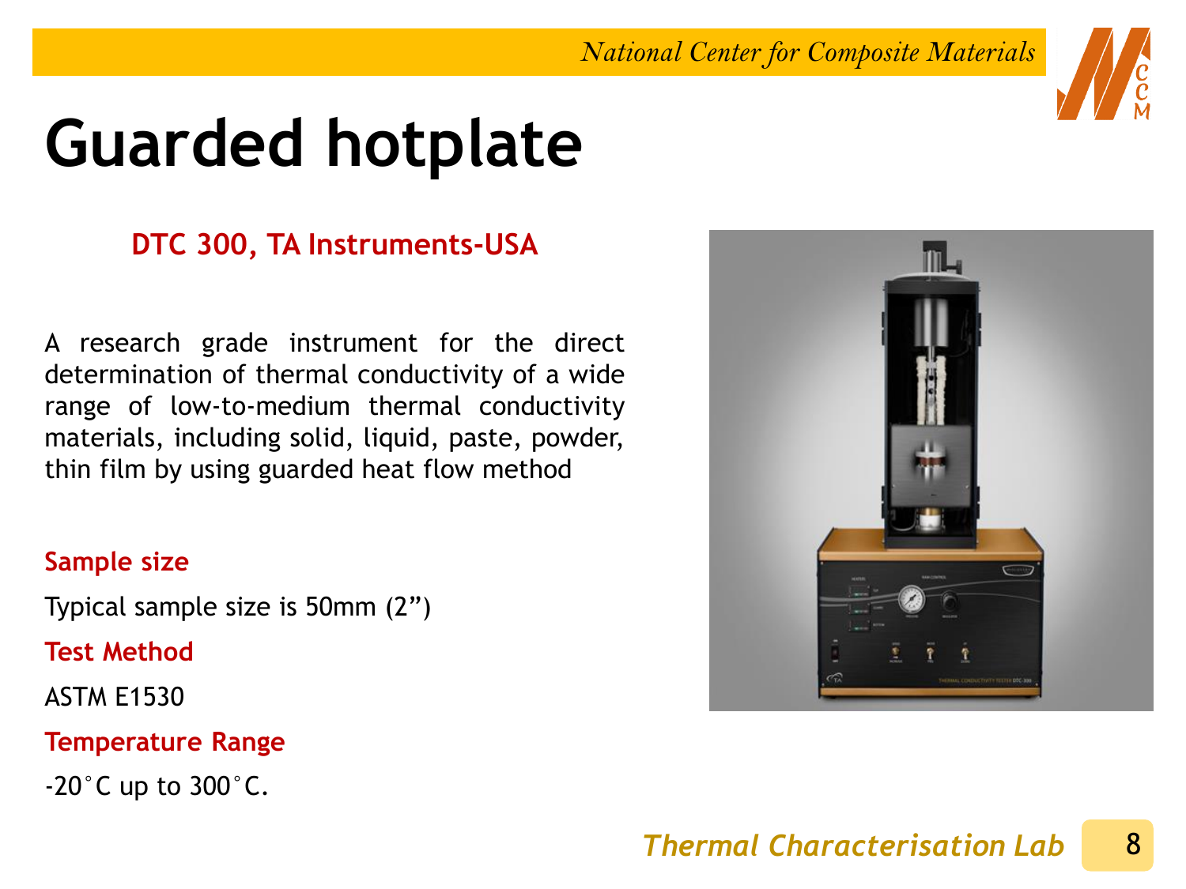# Guarded hotplate

**DTC 300, TA Instruments-USA**

A research grade instrument for the direct determination of thermal conductivity of a wide range of low-to-medium thermal conductivity materials, including solid, liquid, paste, powder, thin film by using guarded heat flow method

**Sample size**

Typical sample size is 50mm (2”)

**Test Method**

ASTM E1530

**Temperature Range**

-20°C up to 300°C.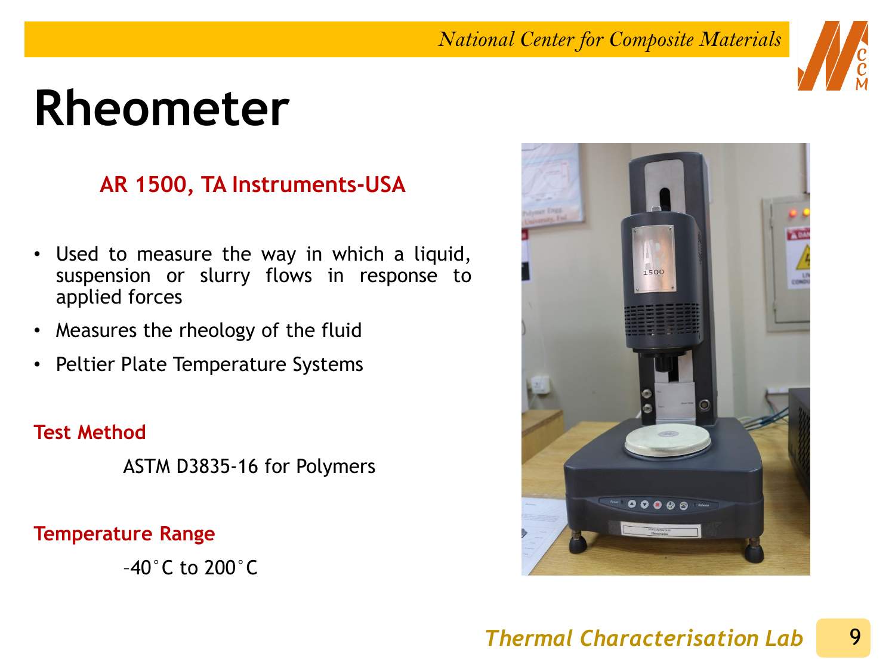# Rheometer

**AR 1500, TA Instruments-USA**

- Used to measure the way in which a liquid, suspension or slurry flows in response to applied forces
- Measures the rheology of the fluid
- Peltier Plate Temperature Systems

**Test Method**

ASTM D3835-16 for Polymers

**Temperature Range**

–40˚C to 200˚C